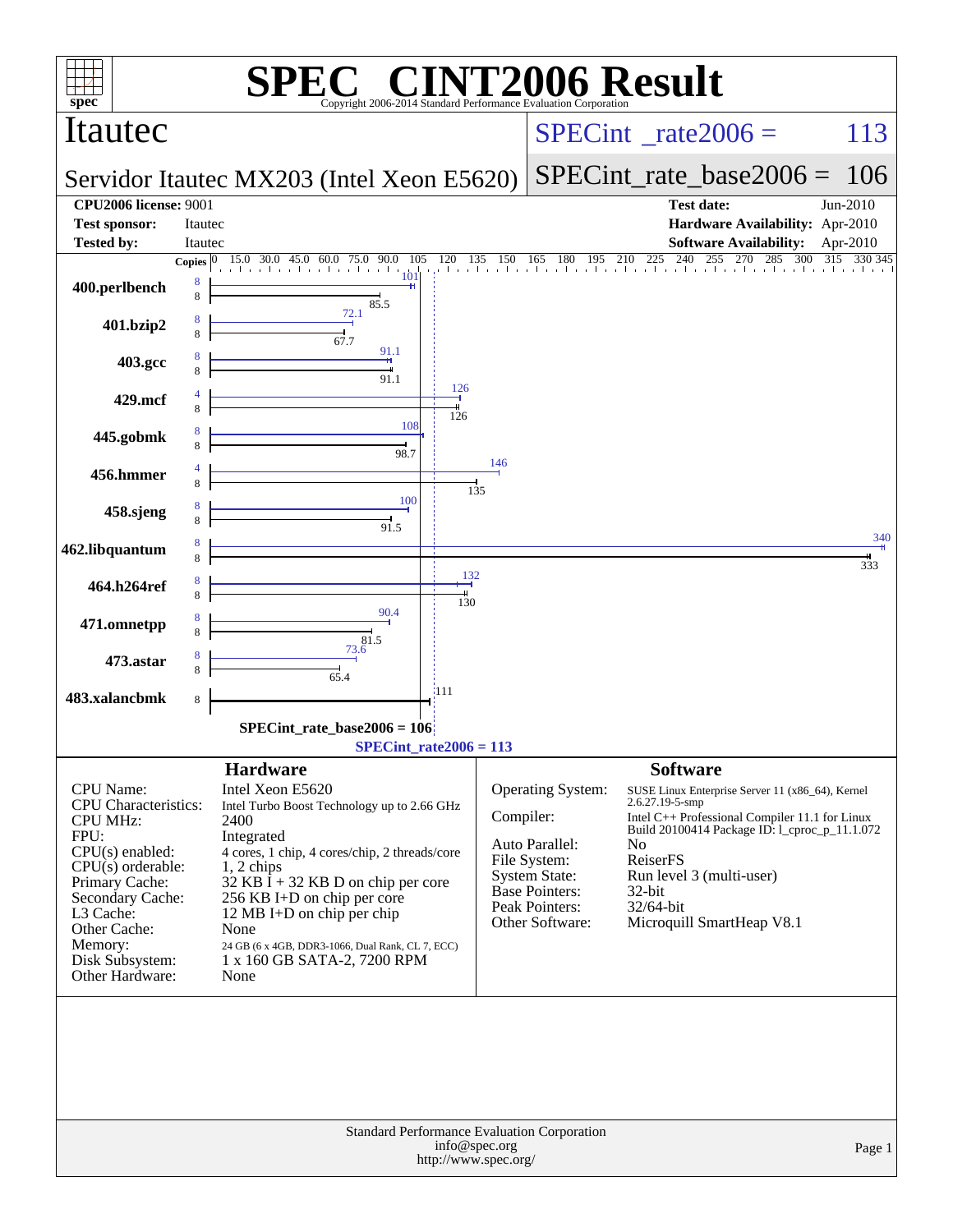# SPEC® CINT2006 Result

Copyright 2006-2014 Standard Performance Evaluation Corporation

## Itautec

**Servidor Itautec MX203 (Intel Xeon E5620)**

SPECint_rate2006 = 113

SPECint_rate_base2006 = 106

| | | | |
|---|---|---|---|
| **CPU2006 license:** 9001 | | **Test date:** | Jun-2010 |
| **Test sponsor:** | Itautec | **Hardware Availability:** | Apr-2010 |
| **Tested by:** | Itautec | **Software Availability:** | Apr-2010 |

| Benchmark | Copies (peak) | Peak | Copies (base) | Base |
|---|---|---|---|---|
| 400.perlbench | 8 | 101 | 8 | 85.5 |
| 401.bzip2 | 8 | 72.1 | 8 | 67.7 |
| 403.gcc | 8 | 91.1 | 8 | 91.1 |
| 429.mcf | 4 | 126 | 8 | 126 |
| 445.gobmk | 8 | 108 | 8 | 98.7 |
| 456.hmmer | 4 | 146 | 8 | 135 |
| 458.sjeng | 8 | 100 | 8 | 91.5 |
| 462.libquantum | 8 | 340 | 8 | 333 |
| 464.h264ref | 8 | 132 | 8 | 130 |
| 471.omnetpp | 8 | 90.4 | 8 | 81.5 |
| 473.astar | 8 | 73.6 | 8 | 65.4 |
| 483.xalancbmk | | | 8 | 111 |

SPECint_rate_base2006 = 106

SPECint_rate2006 = 113

### Hardware

| | |
|---|---|
| CPU Name: | Intel Xeon E5620 |
| CPU Characteristics: | Intel Turbo Boost Technology up to 2.66 GHz |
| CPU MHz: | 2400 |
| FPU: | Integrated |
| CPU(s) enabled: | 4 cores, 1 chip, 4 cores/chip, 2 threads/core |
| CPU(s) orderable: | 1, 2 chips |
| Primary Cache: | 32 KB I + 32 KB D on chip per core |
| Secondary Cache: | 256 KB I+D on chip per core |
| L3 Cache: | 12 MB I+D on chip per chip |
| Other Cache: | None |
| Memory: | 24 GB (6 x 4GB, DDR3-1066, Dual Rank, CL 7, ECC) |
| Disk Subsystem: | 1 x 160 GB SATA-2, 7200 RPM |
| Other Hardware: | None |

### Software

| | |
|---|---|
| Operating System: | SUSE Linux Enterprise Server 11 (x86_64), Kernel 2.6.27.19-5-smp |
| Compiler: | Intel C++ Professional Compiler 11.1 for Linux Build 20100414 Package ID: l_cproc_p_11.1.072 |
| Auto Parallel: | No |
| File System: | ReiserFS |
| System State: | Run level 3 (multi-user) |
| Base Pointers: | 32-bit |
| Peak Pointers: | 32/64-bit |
| Other Software: | Microquill SmartHeap V8.1 |

Standard Performance Evaluation Corporation
info@spec.org
http://www.spec.org/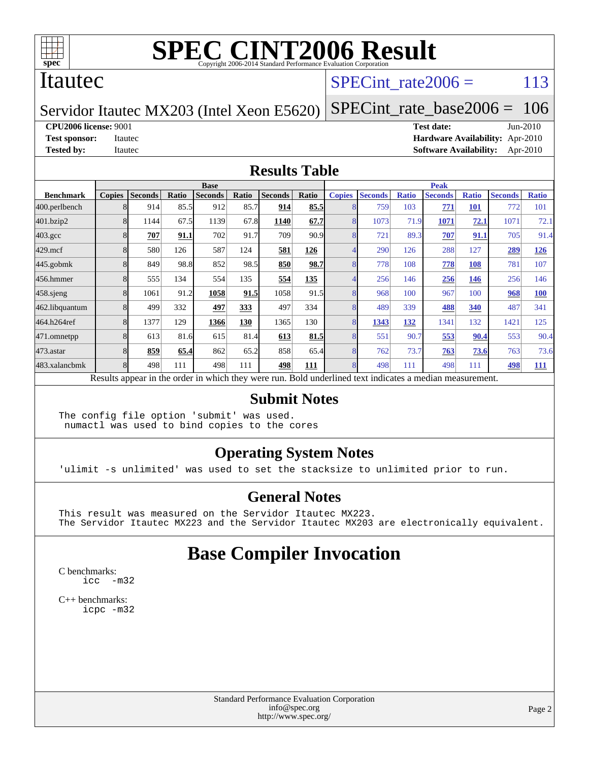# SPEC CINT2006 Result

Copyright 2006-2014 Standard Performance Evaluation Corporation

## Itautec

Servidor Itautec MX203 (Intel Xeon E5620)

SPECint_rate2006 = 113

SPECint_rate_base2006 = 106

**CPU2006 license:** 9001

**Test sponsor:** Itautec

**Tested by:** Itautec

**Test date:** Jun-2010

**Hardware Availability:** Apr-2010

**Software Availability:** Apr-2010

## Results Table

| | Base | | | | | | | Peak | | | | | | |
|---|---|---|---|---|---|---|---|---|---|---|---|---|---|---|
| **Benchmark** | **Copies** | **Seconds** | **Ratio** | **Seconds** | **Ratio** | **Seconds** | **Ratio** | **Copies** | **Seconds** | **Ratio** | **Seconds** | **Ratio** | **Seconds** | **Ratio** |
| 400.perlbench | 8 | 914 | 85.5 | 912 | 85.7 | **914** | **85.5** | 8 | 759 | 103 | **771** | **101** | 772 | 101 |
| 401.bzip2 | 8 | 1144 | 67.5 | 1139 | 67.8 | **1140** | **67.7** | 8 | 1073 | 71.9 | **1071** | **72.1** | 1071 | 72.1 |
| 403.gcc | 8 | **707** | **91.1** | 702 | 91.7 | 709 | 90.9 | 8 | 721 | 89.3 | **707** | **91.1** | 705 | 91.4 |
| 429.mcf | 8 | 580 | 126 | 587 | 124 | **581** | **126** | 4 | 290 | 126 | 288 | 127 | **289** | **126** |
| 445.gobmk | 8 | 849 | 98.8 | 852 | 98.5 | **850** | **98.7** | 8 | 778 | 108 | **778** | **108** | 781 | 107 |
| 456.hmmer | 8 | 555 | 134 | 554 | 135 | **554** | **135** | 4 | 256 | 146 | **256** | **146** | 256 | 146 |
| 458.sjeng | 8 | 1061 | 91.2 | **1058** | **91.5** | 1058 | 91.5 | 8 | 968 | 100 | 967 | 100 | **968** | **100** |
| 462.libquantum | 8 | 499 | 332 | **497** | **333** | 497 | 334 | 8 | 489 | 339 | **488** | **340** | 487 | 341 |
| 464.h264ref | 8 | 1377 | 129 | **1366** | **130** | 1365 | 130 | 8 | **1343** | **132** | 1341 | 132 | 1421 | 125 |
| 471.omnetpp | 8 | 613 | 81.6 | 615 | 81.4 | **613** | **81.5** | 8 | 551 | 90.7 | **553** | **90.4** | 553 | 90.4 |
| 473.astar | 8 | **859** | **65.4** | 862 | 65.2 | 858 | 65.4 | 8 | 762 | 73.7 | **763** | **73.6** | 763 | 73.6 |
| 483.xalancbmk | 8 | 498 | 111 | 498 | 111 | **498** | **111** | 8 | 498 | 111 | 498 | 111 | **498** | **111** |

Results appear in the order in which they were run. Bold underlined text indicates a median measurement.

## Submit Notes

```
The config file option 'submit' was used.
 numactl was used to bind copies to the cores
```

## Operating System Notes

```
'ulimit -s unlimited' was used to set the stacksize to unlimited prior to run.
```

## General Notes

```
This result was measured on the Servidor Itautec MX223.
The Servidor Itautec MX223 and the Servidor Itautec MX203 are electronically equivalent.
```

# Base Compiler Invocation

C benchmarks:
```
icc  -m32
```

C++ benchmarks:
```
icpc -m32
```

Standard Performance Evaluation Corporation
info@spec.org
http://www.spec.org/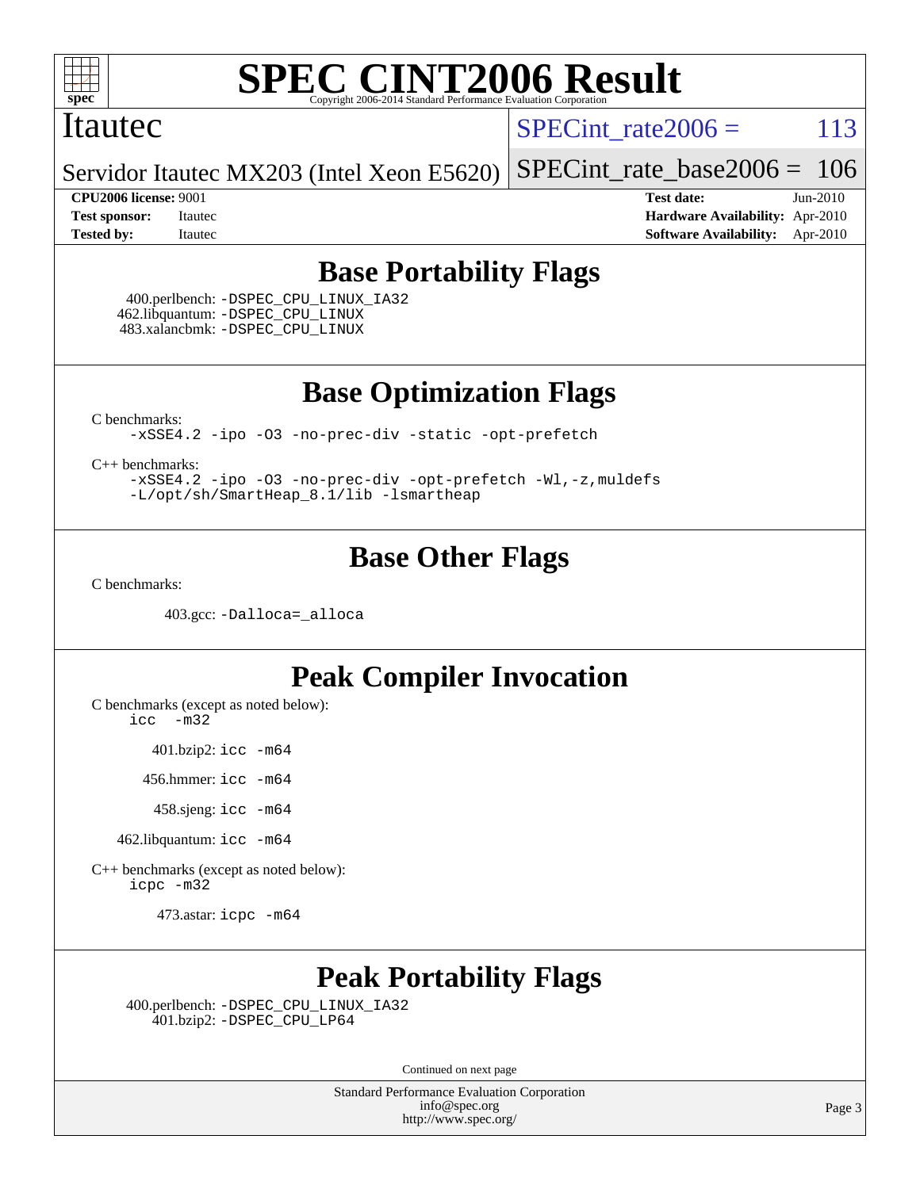# SPEC CINT2006 Result

Copyright 2006-2014 Standard Performance Evaluation Corporation

**Itautec**

Servidor Itautec MX203 (Intel Xeon E5620)

SPECint_rate2006 = 113

SPECint_rate_base2006 = 106

**CPU2006 license:** 9001
**Test sponsor:** Itautec
**Tested by:** Itautec

**Test date:** Jun-2010
**Hardware Availability:** Apr-2010
**Software Availability:** Apr-2010

## Base Portability Flags

400.perlbench: -DSPEC_CPU_LINUX_IA32
462.libquantum: -DSPEC_CPU_LINUX
483.xalancbmk: -DSPEC_CPU_LINUX

## Base Optimization Flags

C benchmarks:

-xSSE4.2 -ipo -O3 -no-prec-div -static -opt-prefetch

C++ benchmarks:

-xSSE4.2 -ipo -O3 -no-prec-div -opt-prefetch -Wl,-z,muldefs
-L/opt/sh/SmartHeap_8.1/lib -lsmartheap

## Base Other Flags

C benchmarks:

403.gcc: -Dalloca=_alloca

## Peak Compiler Invocation

C benchmarks (except as noted below):

icc -m32

401.bzip2: icc -m64

456.hmmer: icc -m64

458.sjeng: icc -m64

462.libquantum: icc -m64

C++ benchmarks (except as noted below):

icpc -m32

473.astar: icpc -m64

## Peak Portability Flags

400.perlbench: -DSPEC_CPU_LINUX_IA32
401.bzip2: -DSPEC_CPU_LP64

Continued on next page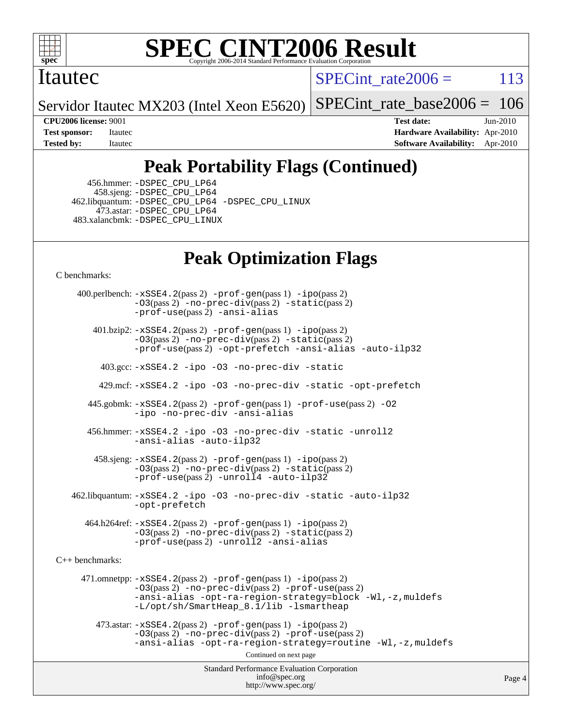# SPEC CINT2006 Result

Copyright 2006-2014 Standard Performance Evaluation Corporation

**Itautec**

**Servidor Itautec MX203 (Intel Xeon E5620)**

SPECint_rate2006 = 113

SPECint_rate_base2006 = 106

| | | | |
|---|---|---|---|
| **CPU2006 license:** 9001 | | **Test date:** | Jun-2010 |
| **Test sponsor:** | Itautec | **Hardware Availability:** | Apr-2010 |
| **Tested by:** | Itautec | **Software Availability:** | Apr-2010 |

## Peak Portability Flags (Continued)

456.hmmer: -DSPEC_CPU_LP64
458.sjeng: -DSPEC_CPU_LP64
462.libquantum: -DSPEC_CPU_LP64 -DSPEC_CPU_LINUX
473.astar: -DSPEC_CPU_LP64
483.xalancbmk: -DSPEC_CPU_LINUX

## Peak Optimization Flags

C benchmarks:

400.perlbench: -xSSE4.2(pass 2) -prof-gen(pass 1) -ipo(pass 2) -O3(pass 2) -no-prec-div(pass 2) -static(pass 2) -prof-use(pass 2) -ansi-alias

401.bzip2: -xSSE4.2(pass 2) -prof-gen(pass 1) -ipo(pass 2) -O3(pass 2) -no-prec-div(pass 2) -static(pass 2) -prof-use(pass 2) -opt-prefetch -ansi-alias -auto-ilp32

403.gcc: -xSSE4.2 -ipo -O3 -no-prec-div -static

429.mcf: -xSSE4.2 -ipo -O3 -no-prec-div -static -opt-prefetch

445.gobmk: -xSSE4.2(pass 2) -prof-gen(pass 1) -prof-use(pass 2) -O2 -ipo -no-prec-div -ansi-alias

456.hmmer: -xSSE4.2 -ipo -O3 -no-prec-div -static -unroll2 -ansi-alias -auto-ilp32

458.sjeng: -xSSE4.2(pass 2) -prof-gen(pass 1) -ipo(pass 2) -O3(pass 2) -no-prec-div(pass 2) -static(pass 2) -prof-use(pass 2) -unroll4 -auto-ilp32

462.libquantum: -xSSE4.2 -ipo -O3 -no-prec-div -static -auto-ilp32 -opt-prefetch

464.h264ref: -xSSE4.2(pass 2) -prof-gen(pass 1) -ipo(pass 2) -O3(pass 2) -no-prec-div(pass 2) -static(pass 2) -prof-use(pass 2) -unroll2 -ansi-alias

C++ benchmarks:

471.omnetpp: -xSSE4.2(pass 2) -prof-gen(pass 1) -ipo(pass 2) -O3(pass 2) -no-prec-div(pass 2) -prof-use(pass 2) -ansi-alias -opt-ra-region-strategy=block -Wl,-z,muldefs -L/opt/sh/SmartHeap_8.1/lib -lsmartheap

473.astar: -xSSE4.2(pass 2) -prof-gen(pass 1) -ipo(pass 2) -O3(pass 2) -no-prec-div(pass 2) -prof-use(pass 2) -ansi-alias -opt-ra-region-strategy=routine -Wl,-z,muldefs

Continued on next page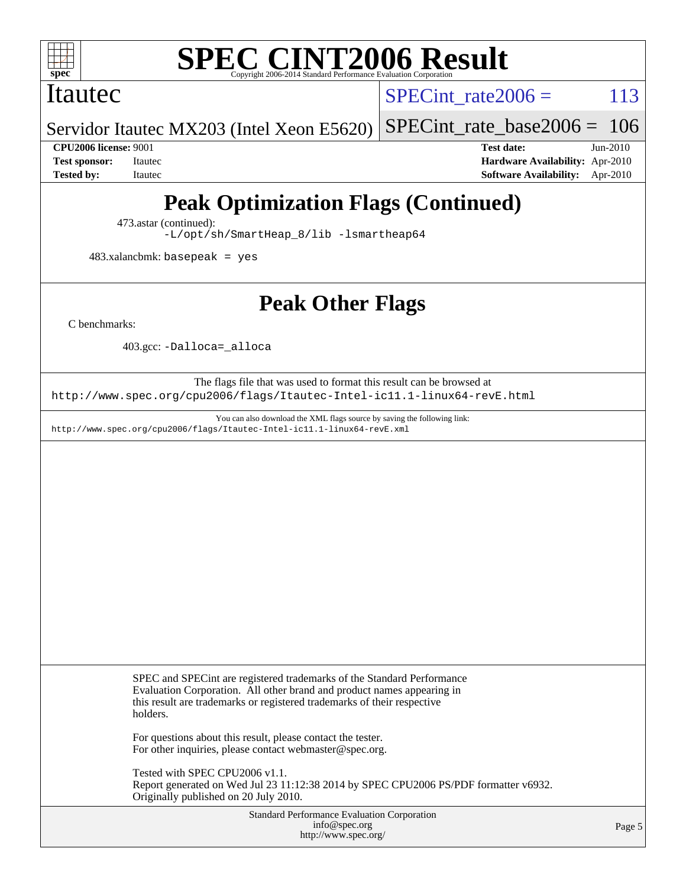## Peak Optimization Flags (Continued)

473.astar (continued):
`-L/opt/sh/SmartHeap_8/lib -lsmartheap64`

483.xalancbmk: `basepeak = yes`

## Peak Other Flags

C benchmarks:

403.gcc: `-Dalloca=_alloca`

The flags file that was used to format this result can be browsed at
http://www.spec.org/cpu2006/flags/Itautec-Intel-ic11.1-linux64-revE.html

You can also download the XML flags source by saving the following link:
http://www.spec.org/cpu2006/flags/Itautec-Intel-ic11.1-linux64-revE.xml

SPEC and SPECint are registered trademarks of the Standard Performance Evaluation Corporation. All other brand and product names appearing in this result are trademarks or registered trademarks of their respective holders.

For questions about this result, please contact the tester.
For other inquiries, please contact webmaster@spec.org.

Tested with SPEC CPU2006 v1.1.
Report generated on Wed Jul 23 11:12:38 2014 by SPEC CPU2006 PS/PDF formatter v6932.
Originally published on 20 July 2010.